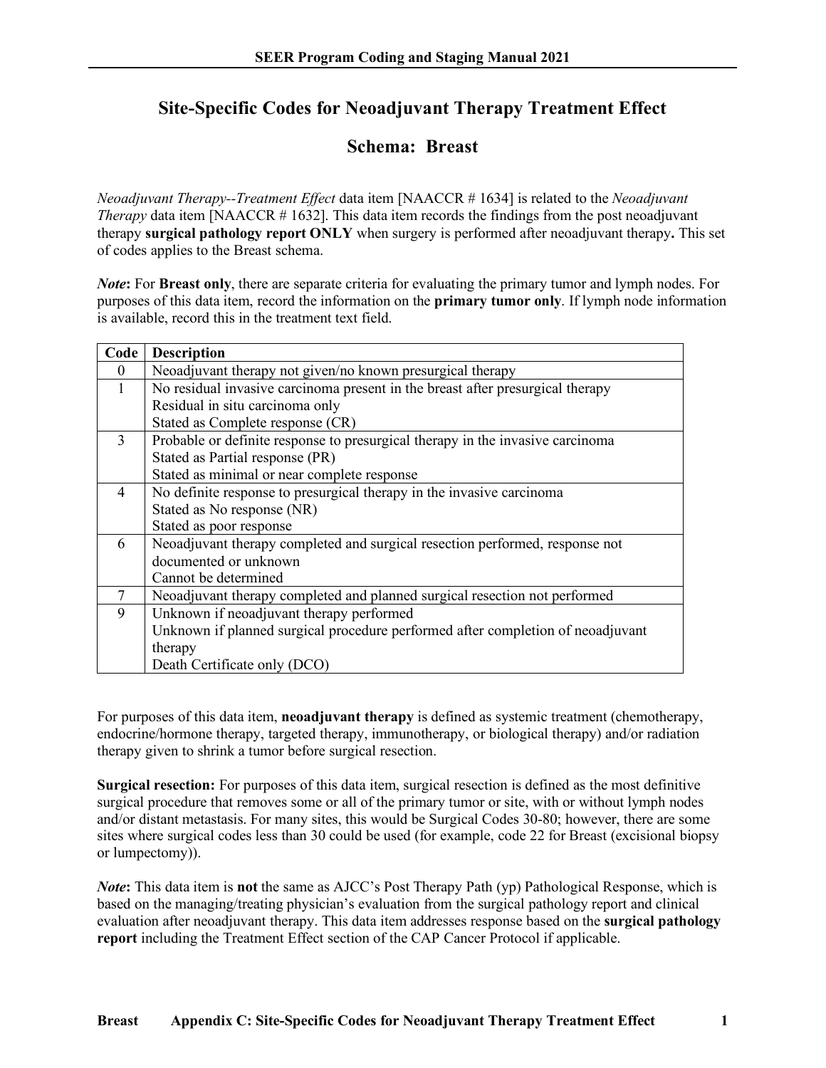# Site-Specific Codes for Neoadjuvant Therapy Treatment Effect

## Schema: Breast

*Neoadjuvant Therapy--Treatment Effect* data item [NAACCR # 1634] is related to the *Neoadjuvant Therapy* data item [NAACCR # 1632]. This data item records the findings from the post neoadjuvant therapy **surgical pathology report ONLY** when surgery is performed after neoadjuvant therapy**.** This set of codes applies to the Breast schema.

***Note*:** For **Breast only**, there are separate criteria for evaluating the primary tumor and lymph nodes. For purposes of this data item, record the information on the **primary tumor only**. If lymph node information is available, record this in the treatment text field.

| Code | Description |
|---|---|
| 0 | Neoadjuvant therapy not given/no known presurgical therapy |
| 1 | No residual invasive carcinoma present in the breast after presurgical therapy<br>Residual in situ carcinoma only<br>Stated as Complete response (CR) |
| 3 | Probable or definite response to presurgical therapy in the invasive carcinoma<br>Stated as Partial response (PR)<br>Stated as minimal or near complete response |
| 4 | No definite response to presurgical therapy in the invasive carcinoma<br>Stated as No response (NR)<br>Stated as poor response |
| 6 | Neoadjuvant therapy completed and surgical resection performed, response not documented or unknown<br>Cannot be determined |
| 7 | Neoadjuvant therapy completed and planned surgical resection not performed |
| 9 | Unknown if neoadjuvant therapy performed<br>Unknown if planned surgical procedure performed after completion of neoadjuvant therapy<br>Death Certificate only (DCO) |

For purposes of this data item, **neoadjuvant therapy** is defined as systemic treatment (chemotherapy, endocrine/hormone therapy, targeted therapy, immunotherapy, or biological therapy) and/or radiation therapy given to shrink a tumor before surgical resection.

**Surgical resection:** For purposes of this data item, surgical resection is defined as the most definitive surgical procedure that removes some or all of the primary tumor or site, with or without lymph nodes and/or distant metastasis. For many sites, this would be Surgical Codes 30-80; however, there are some sites where surgical codes less than 30 could be used (for example, code 22 for Breast (excisional biopsy or lumpectomy)).

***Note*:** This data item is **not** the same as AJCC's Post Therapy Path (yp) Pathological Response, which is based on the managing/treating physician's evaluation from the surgical pathology report and clinical evaluation after neoadjuvant therapy. This data item addresses response based on the **surgical pathology report** including the Treatment Effect section of the CAP Cancer Protocol if applicable.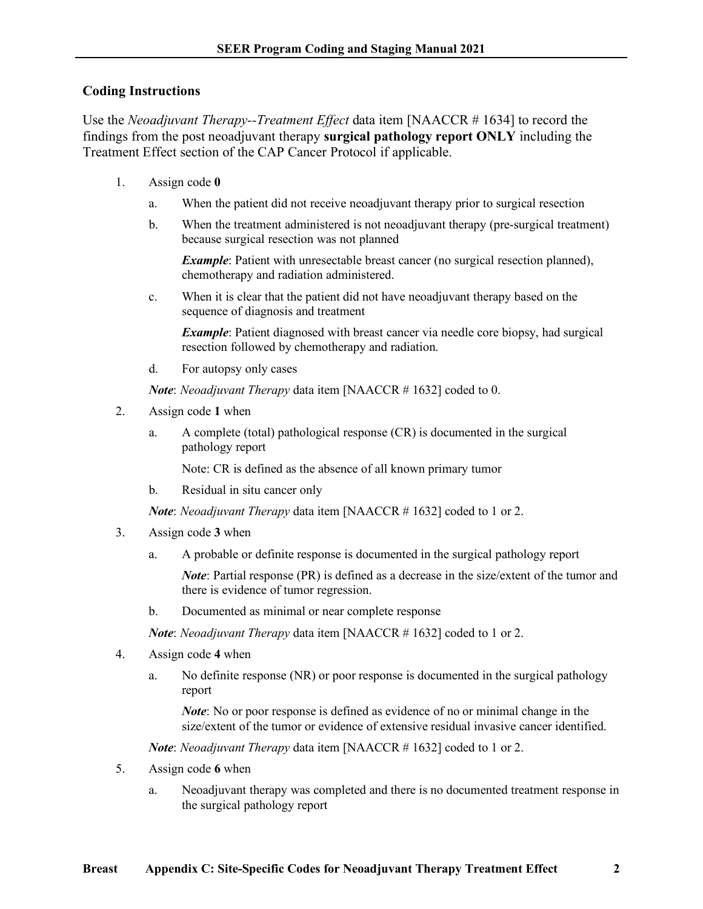### Coding Instructions

Use the *Neoadjuvant Therapy--Treatment Effect* data item [NAACCR # 1634] to record the findings from the post neoadjuvant therapy **surgical pathology report ONLY** including the Treatment Effect section of the CAP Cancer Protocol if applicable.

1. Assign code **0**
   a. When the patient did not receive neoadjuvant therapy prior to surgical resection
   b. When the treatment administered is not neoadjuvant therapy (pre-surgical treatment) because surgical resection was not planned

      ***Example***: Patient with unresectable breast cancer (no surgical resection planned), chemotherapy and radiation administered.

   c. When it is clear that the patient did not have neoadjuvant therapy based on the sequence of diagnosis and treatment

      ***Example***: Patient diagnosed with breast cancer via needle core biopsy, had surgical resection followed by chemotherapy and radiation.

   d. For autopsy only cases

   ***Note***: *Neoadjuvant Therapy* data item [NAACCR # 1632] coded to 0.

2. Assign code **1** when
   a. A complete (total) pathological response (CR) is documented in the surgical pathology report

      Note: CR is defined as the absence of all known primary tumor

   b. Residual in situ cancer only

   ***Note***: *Neoadjuvant Therapy* data item [NAACCR # 1632] coded to 1 or 2.

3. Assign code **3** when
   a. A probable or definite response is documented in the surgical pathology report

      ***Note***: Partial response (PR) is defined as a decrease in the size/extent of the tumor and there is evidence of tumor regression.

   b. Documented as minimal or near complete response

   ***Note***: *Neoadjuvant Therapy* data item [NAACCR # 1632] coded to 1 or 2.

4. Assign code **4** when
   a. No definite response (NR) or poor response is documented in the surgical pathology report

      ***Note***: No or poor response is defined as evidence of no or minimal change in the size/extent of the tumor or evidence of extensive residual invasive cancer identified.

   ***Note***: *Neoadjuvant Therapy* data item [NAACCR # 1632] coded to 1 or 2.

5. Assign code **6** when
   a. Neoadjuvant therapy was completed and there is no documented treatment response in the surgical pathology report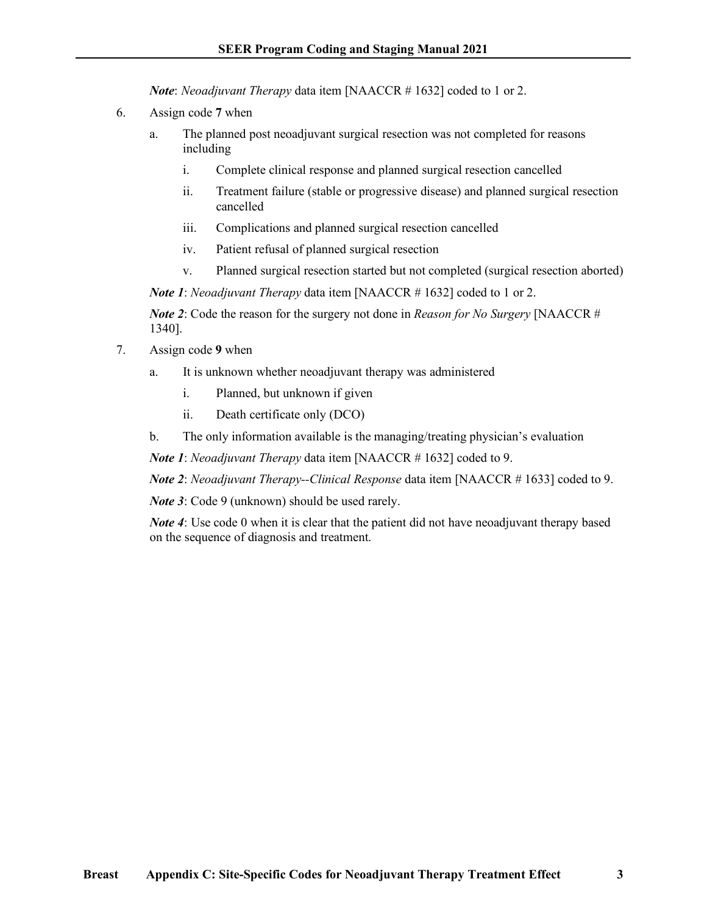*Note*: *Neoadjuvant Therapy* data item [NAACCR # 1632] coded to 1 or 2.

6. Assign code **7** when
   a. The planned post neoadjuvant surgical resection was not completed for reasons including
      i. Complete clinical response and planned surgical resection cancelled
      ii. Treatment failure (stable or progressive disease) and planned surgical resection cancelled
      iii. Complications and planned surgical resection cancelled
      iv. Patient refusal of planned surgical resection
      v. Planned surgical resection started but not completed (surgical resection aborted)

   ***Note 1***: *Neoadjuvant Therapy* data item [NAACCR # 1632] coded to 1 or 2.

   ***Note 2***: Code the reason for the surgery not done in *Reason for No Surgery* [NAACCR # 1340].

7. Assign code **9** when
   a. It is unknown whether neoadjuvant therapy was administered
      i. Planned, but unknown if given
      ii. Death certificate only (DCO)
   b. The only information available is the managing/treating physician's evaluation

   ***Note 1***: *Neoadjuvant Therapy* data item [NAACCR # 1632] coded to 9.

   ***Note 2***: *Neoadjuvant Therapy--Clinical Response* data item [NAACCR # 1633] coded to 9.

   ***Note 3***: Code 9 (unknown) should be used rarely.

   ***Note 4***: Use code 0 when it is clear that the patient did not have neoadjuvant therapy based on the sequence of diagnosis and treatment.